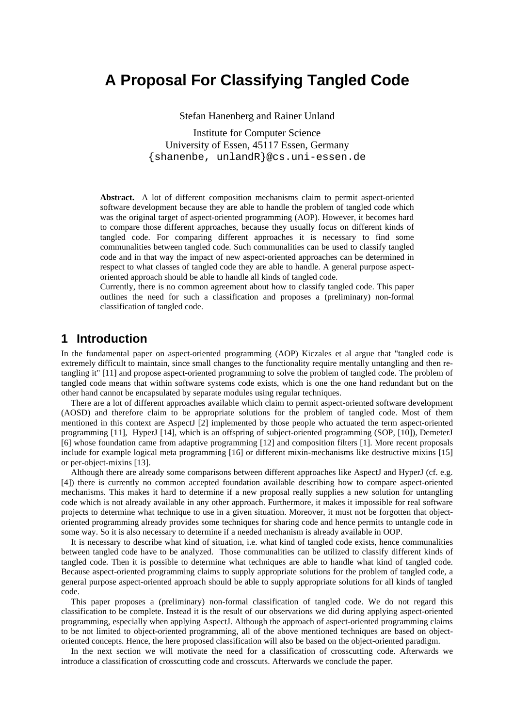# A Proposal For Classifying Tangled Code

Stefan Hanenberg and Rainer Unland

Institute for Computer Science
University of Essen, 45117 Essen, Germany
{shanenbe, unlandR}@cs.uni-essen.de

**Abstract.** A lot of different composition mechanisms claim to permit aspect-oriented software development because they are able to handle the problem of tangled code which was the original target of aspect-oriented programming (AOP). However, it becomes hard to compare those different approaches, because they usually focus on different kinds of tangled code. For comparing different approaches it is necessary to find some communalities between tangled code. Such communalities can be used to classify tangled code and in that way the impact of new aspect-oriented approaches can be determined in respect to what classes of tangled code they are able to handle. A general purpose aspect-oriented approach should be able to handle all kinds of tangled code.
Currently, there is no common agreement about how to classify tangled code. This paper outlines the need for such a classification and proposes a (preliminary) non-formal classification of tangled code.

## 1 Introduction

In the fundamental paper on aspect-oriented programming (AOP) Kiczales et al argue that "tangled code is extremely difficult to maintain, since small changes to the functionality require mentally untangling and then re-tangling it" [11] and propose aspect-oriented programming to solve the problem of tangled code. The problem of tangled code means that within software systems code exists, which is one the one hand redundant but on the other hand cannot be encapsulated by separate modules using regular techniques.

There are a lot of different approaches available which claim to permit aspect-oriented software development (AOSD) and therefore claim to be appropriate solutions for the problem of tangled code. Most of them mentioned in this context are AspectJ [2] implemented by those people who actuated the term aspect-oriented programming [11], HyperJ [14], which is an offspring of subject-oriented programming (SOP, [10]), DemeterJ [6] whose foundation came from adaptive programming [12] and composition filters [1]. More recent proposals include for example logical meta programming [16] or different mixin-mechanisms like destructive mixins [15] or per-object-mixins [13].

Although there are already some comparisons between different approaches like AspectJ and HyperJ (cf. e.g. [4]) there is currently no common accepted foundation available describing how to compare aspect-oriented mechanisms. This makes it hard to determine if a new proposal really supplies a new solution for untangling code which is not already available in any other approach. Furthermore, it makes it impossible for real software projects to determine what technique to use in a given situation. Moreover, it must not be forgotten that object-oriented programming already provides some techniques for sharing code and hence permits to untangle code in some way. So it is also necessary to determine if a needed mechanism is already available in OOP.

It is necessary to describe what kind of situation, i.e. what kind of tangled code exists, hence communalities between tangled code have to be analyzed. Those communalities can be utilized to classify different kinds of tangled code. Then it is possible to determine what techniques are able to handle what kind of tangled code. Because aspect-oriented programming claims to supply appropriate solutions for the problem of tangled code, a general purpose aspect-oriented approach should be able to supply appropriate solutions for all kinds of tangled code.

This paper proposes a (preliminary) non-formal classification of tangled code. We do not regard this classification to be complete. Instead it is the result of our observations we did during applying aspect-oriented programming, especially when applying AspectJ. Although the approach of aspect-oriented programming claims to be not limited to object-oriented programming, all of the above mentioned techniques are based on object-oriented concepts. Hence, the here proposed classification will also be based on the object-oriented paradigm.

In the next section we will motivate the need for a classification of crosscutting code. Afterwards we introduce a classification of crosscutting code and crosscuts. Afterwards we conclude the paper.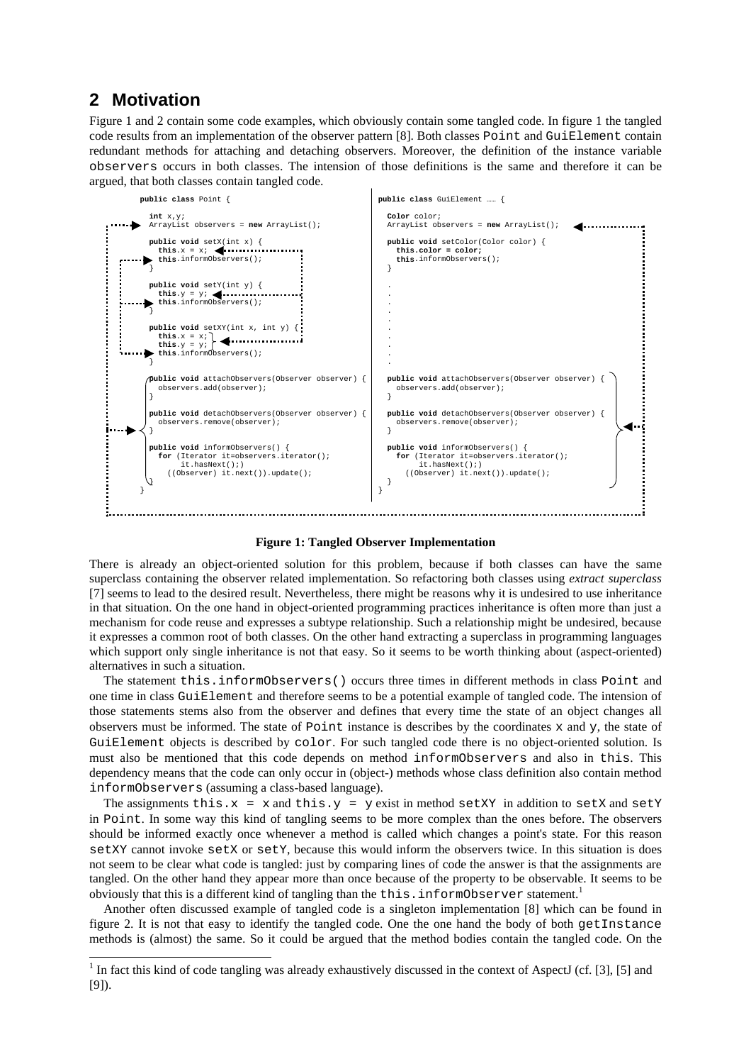## 2 Motivation

Figure 1 and 2 contain some code examples, which obviously contain some tangled code. In figure 1 the tangled code results from an implementation of the observer pattern [8]. Both classes Point and GuiElement contain redundant methods for attaching and detaching observers. Moreover, the definition of the instance variable observers occurs in both classes. The intension of those definitions is the same and therefore it can be argued, that both classes contain tangled code.

```
public class Point {

  int x,y;
  ArrayList observers = new ArrayList();

  public void setX(int x) {
    this.x = x;
    this.informObservers();
  }

  public void setY(int y) {
    this.y = y;
    this.informObservers();
  }

  public void setXY(int x, int y) {
    this.x = x;
    this.y = y;
    this.informObservers();
  }

  public void attachObservers(Observer observer) {
    observers.add(observer);
  }

  public void detachObservers(Observer observer) {
    observers.remove(observer);
  }

  public void informObservers() {
    for (Iterator it=observers.iterator();
         it.hasNext();)
      ((Observer) it.next()).update();
  }
}
```

```
public class GuiElement ...... {

  Color color;
  ArrayList observers = new ArrayList();

  public void setColor(Color color) {
    this.color = color;
    this.informObservers();
  }
  .
  .
  .
  public void attachObservers(Observer observer) {
    observers.add(observer);
  }

  public void detachObservers(Observer observer) {
    observers.remove(observer);
  }

  public void informObservers() {
    for (Iterator it=observers.iterator();
         it.hasNext();)
      ((Observer) it.next()).update();
  }
}
```

**Figure 1: Tangled Observer Implementation**

There is already an object-oriented solution for this problem, because if both classes can have the same superclass containing the observer related implementation. So refactoring both classes using *extract superclass* [7] seems to lead to the desired result. Nevertheless, there might be reasons why it is undesired to use inheritance in that situation. On the one hand in object-oriented programming practices inheritance is often more than just a mechanism for code reuse and expresses a subtype relationship. Such a relationship might be undesired, because it expresses a common root of both classes. On the other hand extracting a superclass in programming languages which support only single inheritance is not that easy. So it seems to be worth thinking about (aspect-oriented) alternatives in such a situation.

The statement this.informObservers() occurs three times in different methods in class Point and one time in class GuiElement and therefore seems to be a potential example of tangled code. The intension of those statements stems also from the observer and defines that every time the state of an object changes all observers must be informed. The state of Point instance is describes by the coordinates x and y, the state of GuiElement objects is described by color. For such tangled code there is no object-oriented solution. Is must also be mentioned that this code depends on method informObservers and also in this. This dependency means that the code can only occur in (object-) methods whose class definition also contain method informObservers (assuming a class-based language).

The assignments this.x = x and this.y = y exist in method setXY in addition to setX and setY in Point. In some way this kind of tangling seems to be more complex than the ones before. The observers should be informed exactly once whenever a method is called which changes a point's state. For this reason setXY cannot invoke setX or setY, because this would inform the observers twice. In this situation is does not seem to be clear what code is tangled: just by comparing lines of code the answer is that the assignments are tangled. On the other hand they appear more than once because of the property to be observable. It seems to be obviously that this is a different kind of tangling than the this.informObserver statement.[1]

Another often discussed example of tangled code is a singleton implementation [8] which can be found in figure 2. It is not that easy to identify the tangled code. One the one hand the body of both getInstance methods is (almost) the same. So it could be argued that the method bodies contain the tangled code. On the

[1] In fact this kind of code tangling was already exhaustively discussed in the context of AspectJ (cf. [3], [5] and [9]).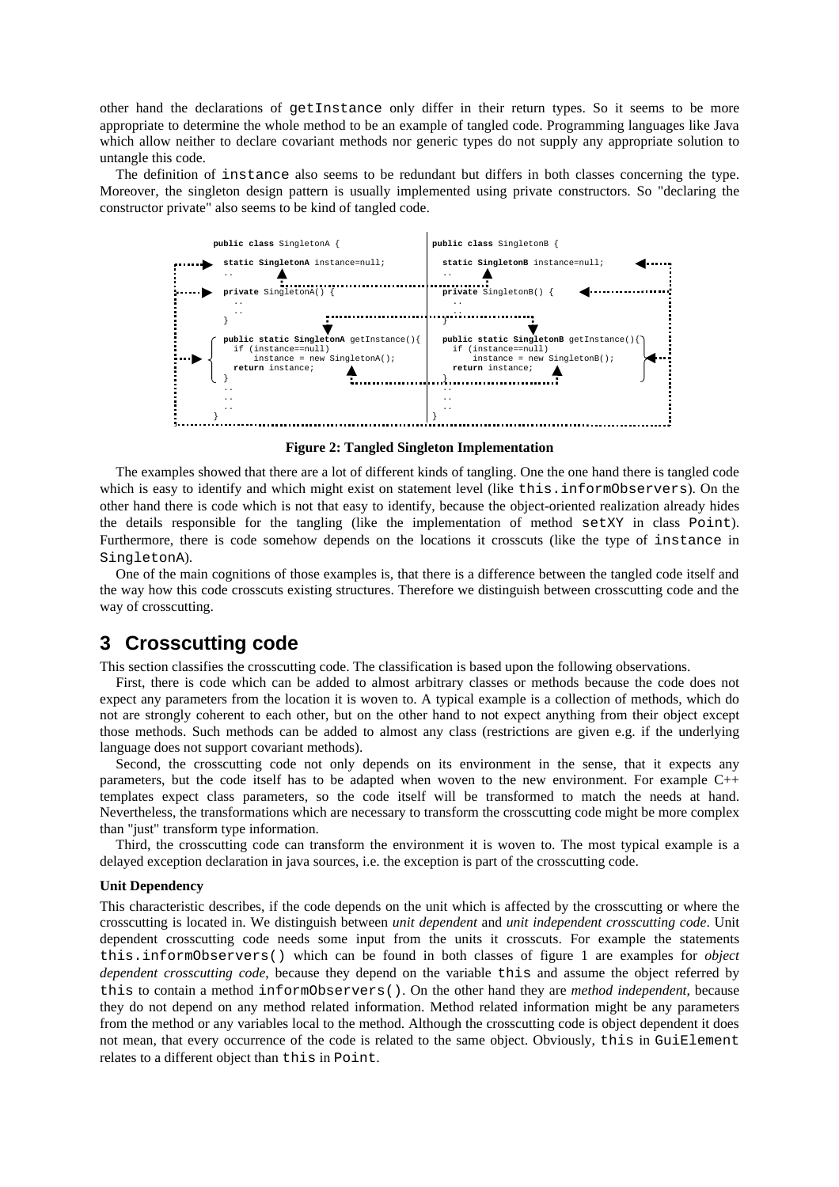other hand the declarations of getInstance only differ in their return types. So it seems to be more appropriate to determine the whole method to be an example of tangled code. Programming languages like Java which allow neither to declare covariant methods nor generic types do not supply any appropriate solution to untangle this code.

The definition of instance also seems to be redundant but differs in both classes concerning the type. Moreover, the singleton design pattern is usually implemented using private constructors. So "declaring the constructor private" also seems to be kind of tangled code.

```
public class SingletonA {                          public class SingletonB {

  static SingletonA instance=null;                   static SingletonB instance=null;
  ..                                                 ..
  private SingletonA() {                             private SingletonB() {
    ..                                                 ..
    ..                                                 ..
  }                                                  }
  public static SingletonA getInstance(){            public static SingletonB getInstance(){
    if (instance==null)                                if (instance==null)
        instance = new SingletonA();                       instance = new SingletonB();
    return instance;                                   return instance;
  }                                                  }
  ..                                                 ..
  ..                                                 ..
  ..                                                 ..
}                                                  }
```

**Figure 2: Tangled Singleton Implementation**

The examples showed that there are a lot of different kinds of tangling. One the one hand there is tangled code which is easy to identify and which might exist on statement level (like this.informObservers). On the other hand there is code which is not that easy to identify, because the object-oriented realization already hides the details responsible for the tangling (like the implementation of method setXY in class Point). Furthermore, there is code somehow depends on the locations it crosscuts (like the type of instance in SingletonA).

One of the main cognitions of those examples is, that there is a difference between the tangled code itself and the way how this code crosscuts existing structures. Therefore we distinguish between crosscutting code and the way of crosscutting.

## 3 Crosscutting code

This section classifies the crosscutting code. The classification is based upon the following observations.

First, there is code which can be added to almost arbitrary classes or methods because the code does not expect any parameters from the location it is woven to. A typical example is a collection of methods, which do not are strongly coherent to each other, but on the other hand to not expect anything from their object except those methods. Such methods can be added to almost any class (restrictions are given e.g. if the underlying language does not support covariant methods).

Second, the crosscutting code not only depends on its environment in the sense, that it expects any parameters, but the code itself has to be adapted when woven to the new environment. For example C++ templates expect class parameters, so the code itself will be transformed to match the needs at hand. Nevertheless, the transformations which are necessary to transform the crosscutting code might be more complex than "just" transform type information.

Third, the crosscutting code can transform the environment it is woven to. The most typical example is a delayed exception declaration in java sources, i.e. the exception is part of the crosscutting code.

#### Unit Dependency

This characteristic describes, if the code depends on the unit which is affected by the crosscutting or where the crosscutting is located in. We distinguish between *unit dependent* and *unit independent crosscutting code*. Unit dependent crosscutting code needs some input from the units it crosscuts. For example the statements this.informObservers() which can be found in both classes of figure 1 are examples for *object dependent crosscutting code*, because they depend on the variable this and assume the object referred by this to contain a method informObservers(). On the other hand they are *method independent*, because they do not depend on any method related information. Method related information might be any parameters from the method or any variables local to the method. Although the crosscutting code is object dependent it does not mean, that every occurrence of the code is related to the same object. Obviously, this in GuiElement relates to a different object than this in Point.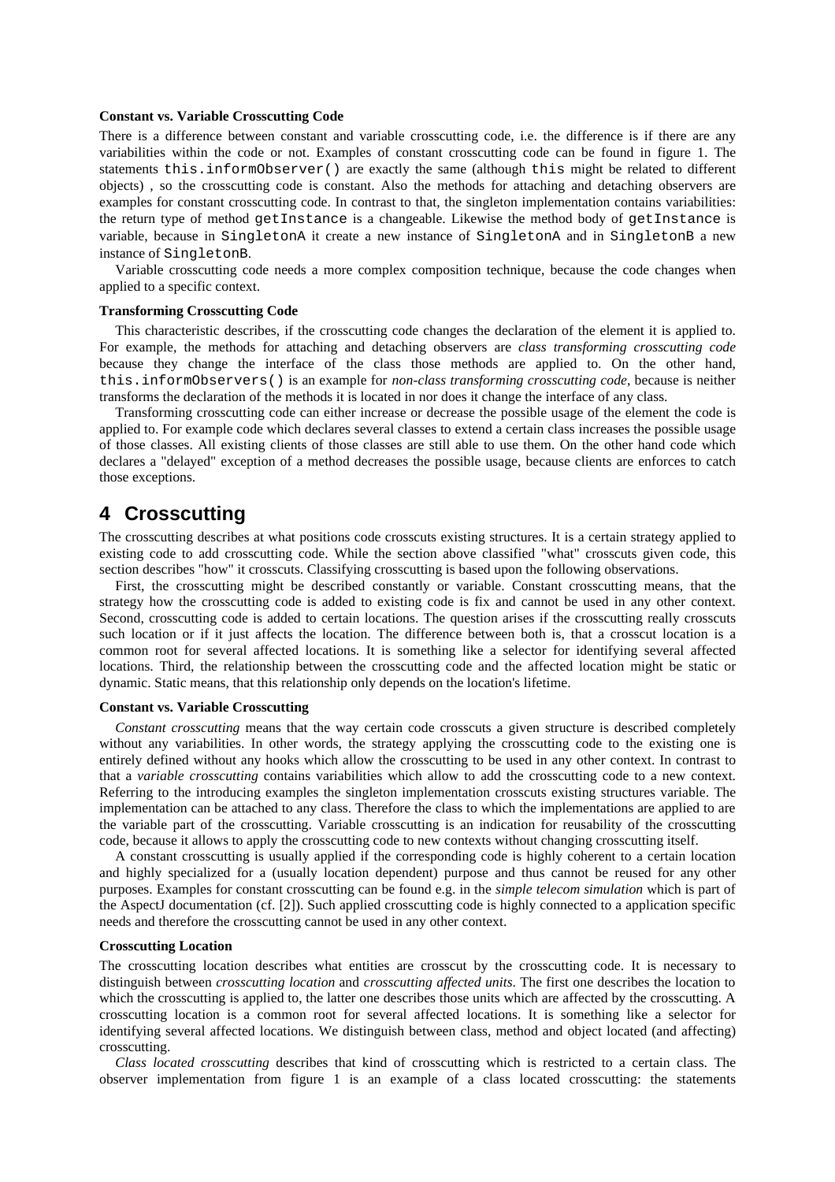**Constant vs. Variable Crosscutting Code**

There is a difference between constant and variable crosscutting code, i.e. the difference is if there are any variabilities within the code or not. Examples of constant crosscutting code can be found in figure 1. The statements `this.informObserver()` are exactly the same (although `this` might be related to different objects) , so the crosscutting code is constant. Also the methods for attaching and detaching observers are examples for constant crosscutting code. In contrast to that, the singleton implementation contains variabilities: the return type of method `getInstance` is a changeable. Likewise the method body of `getInstance` is variable, because in `SingletonA` it create a new instance of `SingletonA` and in `SingletonB` a new instance of `SingletonB`.

Variable crosscutting code needs a more complex composition technique, because the code changes when applied to a specific context.

**Transforming Crosscutting Code**

This characteristic describes, if the crosscutting code changes the declaration of the element it is applied to. For example, the methods for attaching and detaching observers are *class transforming crosscutting code* because they change the interface of the class those methods are applied to. On the other hand, `this.informObservers()` is an example for *non-class transforming crosscutting code*, because is neither transforms the declaration of the methods it is located in nor does it change the interface of any class.

Transforming crosscutting code can either increase or decrease the possible usage of the element the code is applied to. For example code which declares several classes to extend a certain class increases the possible usage of those classes. All existing clients of those classes are still able to use them. On the other hand code which declares a "delayed" exception of a method decreases the possible usage, because clients are enforces to catch those exceptions.

# 4 Crosscutting

The crosscutting describes at what positions code crosscuts existing structures. It is a certain strategy applied to existing code to add crosscutting code. While the section above classified "what" crosscuts given code, this section describes "how" it crosscuts. Classifying crosscutting is based upon the following observations.

First, the crosscutting might be described constantly or variable. Constant crosscutting means, that the strategy how the crosscutting code is added to existing code is fix and cannot be used in any other context. Second, crosscutting code is added to certain locations. The question arises if the crosscutting really crosscuts such location or if it just affects the location. The difference between both is, that a crosscut location is a common root for several affected locations. It is something like a selector for identifying several affected locations. Third, the relationship between the crosscutting code and the affected location might be static or dynamic. Static means, that this relationship only depends on the location's lifetime.

**Constant vs. Variable Crosscutting**

*Constant crosscutting* means that the way certain code crosscuts a given structure is described completely without any variabilities. In other words, the strategy applying the crosscutting code to the existing one is entirely defined without any hooks which allow the crosscutting to be used in any other context. In contrast to that a *variable crosscutting* contains variabilities which allow to add the crosscutting code to a new context. Referring to the introducing examples the singleton implementation crosscuts existing structures variable. The implementation can be attached to any class. Therefore the class to which the implementations are applied to are the variable part of the crosscutting. Variable crosscutting is an indication for reusability of the crosscutting code, because it allows to apply the crosscutting code to new contexts without changing crosscutting itself.

A constant crosscutting is usually applied if the corresponding code is highly coherent to a certain location and highly specialized for a (usually location dependent) purpose and thus cannot be reused for any other purposes. Examples for constant crosscutting can be found e.g. in the *simple telecom simulation* which is part of the AspectJ documentation (cf. [2]). Such applied crosscutting code is highly connected to a application specific needs and therefore the crosscutting cannot be used in any other context.

**Crosscutting Location**

The crosscutting location describes what entities are crosscut by the crosscutting code. It is necessary to distinguish between *crosscutting location* and *crosscutting affected units*. The first one describes the location to which the crosscutting is applied to, the latter one describes those units which are affected by the crosscutting. A crosscutting location is a common root for several affected locations. It is something like a selector for identifying several affected locations. We distinguish between class, method and object located (and affecting) crosscutting.

*Class located crosscutting* describes that kind of crosscutting which is restricted to a certain class. The observer implementation from figure 1 is an example of a class located crosscutting: the statements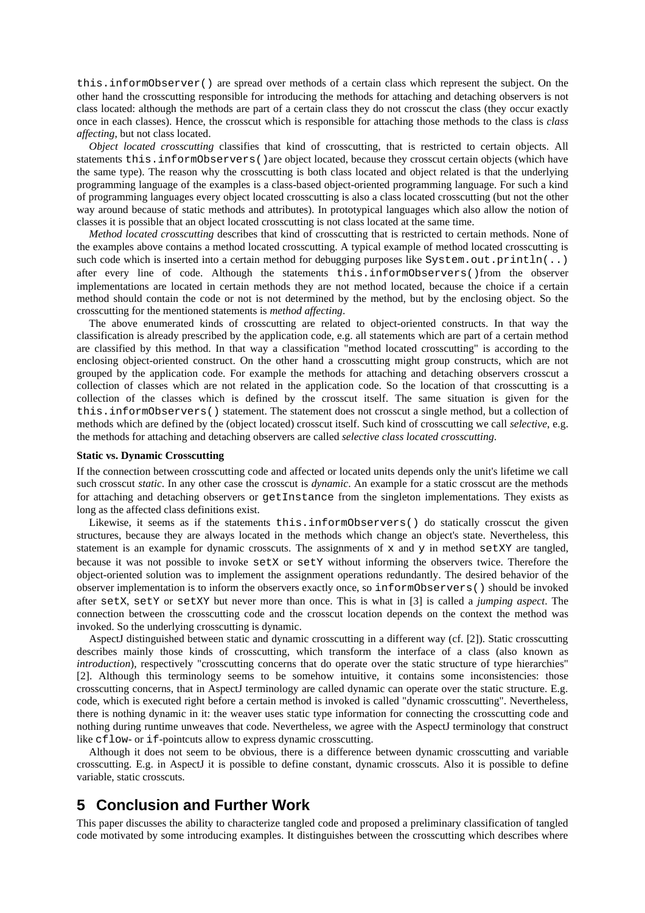`this.informObserver()` are spread over methods of a certain class which represent the subject. On the other hand the crosscutting responsible for introducing the methods for attaching and detaching observers is not class located: although the methods are part of a certain class they do not crosscut the class (they occur exactly once in each classes). Hence, the crosscut which is responsible for attaching those methods to the class is *class affecting*, but not class located.

*Object located crosscutting* classifies that kind of crosscutting, that is restricted to certain objects. All statements `this.informObservers()`are object located, because they crosscut certain objects (which have the same type). The reason why the crosscutting is both class located and object related is that the underlying programming language of the examples is a class-based object-oriented programming language. For such a kind of programming languages every object located crosscutting is also a class located crosscutting (but not the other way around because of static methods and attributes). In prototypical languages which also allow the notion of classes it is possible that an object located crosscutting is not class located at the same time.

*Method located crosscutting* describes that kind of crosscutting that is restricted to certain methods. None of the examples above contains a method located crosscutting. A typical example of method located crosscutting is such code which is inserted into a certain method for debugging purposes like `System.out.println(..)` after every line of code. Although the statements `this.informObservers()`from the observer implementations are located in certain methods they are not method located, because the choice if a certain method should contain the code or not is not determined by the method, but by the enclosing object. So the crosscutting for the mentioned statements is *method affecting*.

The above enumerated kinds of crosscutting are related to object-oriented constructs. In that way the classification is already prescribed by the application code, e.g. all statements which are part of a certain method are classified by this method. In that way a classification "method located crosscutting" is according to the enclosing object-oriented construct. On the other hand a crosscutting might group constructs, which are not grouped by the application code. For example the methods for attaching and detaching observers crosscut a collection of classes which are not related in the application code. So the location of that crosscutting is a collection of the classes which is defined by the crosscut itself. The same situation is given for the `this.informObservers()` statement. The statement does not crosscut a single method, but a collection of methods which are defined by the (object located) crosscut itself. Such kind of crosscutting we call *selective*, e.g. the methods for attaching and detaching observers are called *selective class located crosscutting*.

**Static vs. Dynamic Crosscutting**

If the connection between crosscutting code and affected or located units depends only the unit's lifetime we call such crosscut *static*. In any other case the crosscut is *dynamic*. An example for a static crosscut are the methods for attaching and detaching observers or `getInstance` from the singleton implementations. They exists as long as the affected class definitions exist.

Likewise, it seems as if the statements `this.informObservers()` do statically crosscut the given structures, because they are always located in the methods which change an object's state. Nevertheless, this statement is an example for dynamic crosscuts. The assignments of `x` and `y` in method `setXY` are tangled, because it was not possible to invoke `setX` or `setY` without informing the observers twice. Therefore the object-oriented solution was to implement the assignment operations redundantly. The desired behavior of the observer implementation is to inform the observers exactly once, so `informObservers()` should be invoked after `setX`, `setY` or `setXY` but never more than once. This is what in [3] is called a *jumping aspect*. The connection between the crosscutting code and the crosscut location depends on the context the method was invoked. So the underlying crosscutting is dynamic.

AspectJ distinguished between static and dynamic crosscutting in a different way (cf. [2]). Static crosscutting describes mainly those kinds of crosscutting, which transform the interface of a class (also known as *introduction*), respectively "crosscutting concerns that do operate over the static structure of type hierarchies" [2]. Although this terminology seems to be somehow intuitive, it contains some inconsistencies: those crosscutting concerns, that in AspectJ terminology are called dynamic can operate over the static structure. E.g. code, which is executed right before a certain method is invoked is called "dynamic crosscutting". Nevertheless, there is nothing dynamic in it: the weaver uses static type information for connecting the crosscutting code and nothing during runtime unweaves that code. Nevertheless, we agree with the AspectJ terminology that construct like `cflow`- or `if`-pointcuts allow to express dynamic crosscutting.

Although it does not seem to be obvious, there is a difference between dynamic crosscutting and variable crosscutting. E.g. in AspectJ it is possible to define constant, dynamic crosscuts. Also it is possible to define variable, static crosscuts.

## 5 Conclusion and Further Work

This paper discusses the ability to characterize tangled code and proposed a preliminary classification of tangled code motivated by some introducing examples. It distinguishes between the crosscutting which describes where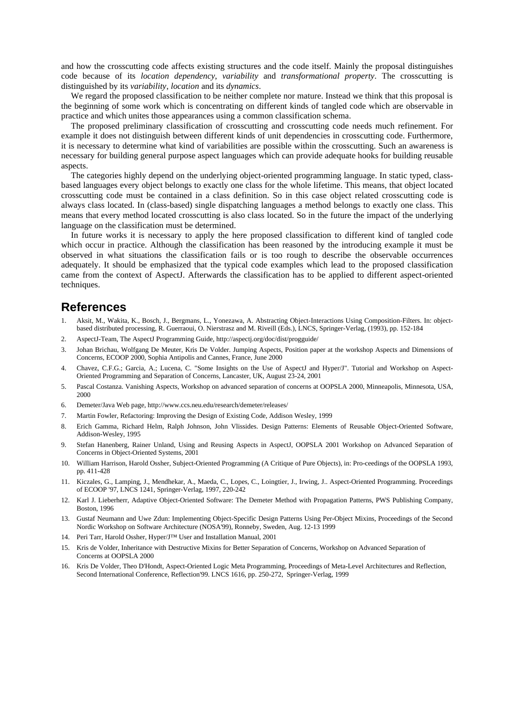and how the crosscutting code affects existing structures and the code itself. Mainly the proposal distinguishes code because of its *location dependency*, *variability* and *transformational property*. The crosscutting is distinguished by its *variability*, *location* and its *dynamics*.

We regard the proposed classification to be neither complete nor mature. Instead we think that this proposal is the beginning of some work which is concentrating on different kinds of tangled code which are observable in practice and which unites those appearances using a common classification schema.

The proposed preliminary classification of crosscutting and crosscutting code needs much refinement. For example it does not distinguish between different kinds of unit dependencies in crosscutting code. Furthermore, it is necessary to determine what kind of variabilities are possible within the crosscutting. Such an awareness is necessary for building general purpose aspect languages which can provide adequate hooks for building reusable aspects.

The categories highly depend on the underlying object-oriented programming language. In static typed, class-based languages every object belongs to exactly one class for the whole lifetime. This means, that object located crosscutting code must be contained in a class definition. So in this case object related crosscutting code is always class located. In (class-based) single dispatching languages a method belongs to exactly one class. This means that every method located crosscutting is also class located. So in the future the impact of the underlying language on the classification must be determined.

In future works it is necessary to apply the here proposed classification to different kind of tangled code which occur in practice. Although the classification has been reasoned by the introducing example it must be observed in what situations the classification fails or is too rough to describe the observable occurrences adequately. It should be emphasized that the typical code examples which lead to the proposed classification came from the context of AspectJ. Afterwards the classification has to be applied to different aspect-oriented techniques.

## References

1. Aksit, M., Wakita, K., Bosch, J., Bergmans, L., Yonezawa, A. Abstracting Object-Interactions Using Composition-Filters. In: object-based distributed processing, R. Guerraoui, O. Nierstrasz and M. Riveill (Eds.), LNCS, Springer-Verlag, (1993), pp. 152-184
2. AspectJ-Team, The AspectJ Programming Guide, http://aspectj.org/doc/dist/progguide/
3. Johan Brichau, Wolfgang De Meuter, Kris De Volder. Jumping Aspects, Position paper at the workshop Aspects and Dimensions of Concerns, ECOOP 2000, Sophia Antipolis and Cannes, France, June 2000
4. Chavez, C.F.G.; Garcia, A.; Lucena, C. "Some Insights on the Use of AspectJ and Hyper/J". Tutorial and Workshop on Aspect-Oriented Programming and Separation of Concerns, Lancaster, UK, August 23-24, 2001
5. Pascal Costanza. Vanishing Aspects, Workshop on advanced separation of concerns at OOPSLA 2000, Minneapolis, Minnesota, USA, 2000
6. Demeter/Java Web page, http://www.ccs.neu.edu/research/demeter/releases/
7. Martin Fowler, Refactoring: Improving the Design of Existing Code, Addison Wesley, 1999
8. Erich Gamma, Richard Helm, Ralph Johnson, John Vlissides. Design Patterns: Elements of Reusable Object-Oriented Software, Addison-Wesley, 1995
9. Stefan Hanenberg, Rainer Unland, Using and Reusing Aspects in AspectJ, OOPSLA 2001 Workshop on Advanced Separation of Concerns in Object-Oriented Systems, 2001
10. William Harrison, Harold Ossher, Subject-Oriented Programming (A Critique of Pure Objects), in: Pro-ceedings of the OOPSLA 1993, pp. 411-428
11. Kiczales, G., Lamping, J., Mendhekar, A., Maeda, C., Lopes, C., Loingtier, J., Irwing, J.. Aspect-Oriented Programming. Proceedings of ECOOP '97, LNCS 1241, Springer-Verlag, 1997, 220-242
12. Karl J. Lieberherr, Adaptive Object-Oriented Software: The Demeter Method with Propagation Patterns, PWS Publishing Company, Boston, 1996
13. Gustaf Neumann and Uwe Zdun: Implementing Object-Specific Design Patterns Using Per-Object Mixins, Proceedings of the Second Nordic Workshop on Software Architecture (NOSA'99), Ronneby, Sweden, Aug. 12-13 1999
14. Peri Tarr, Harold Ossher, Hyper/J™ User and Installation Manual, 2001
15. Kris de Volder, Inheritance with Destructive Mixins for Better Separation of Concerns, Workshop on Advanced Separation of Concerns at OOPSLA 2000
16. Kris De Volder, Theo D'Hondt, Aspect-Oriented Logic Meta Programming, Proceedings of Meta-Level Architectures and Reflection, Second International Conference, Reflection'99. LNCS 1616, pp. 250-272, Springer-Verlag, 1999